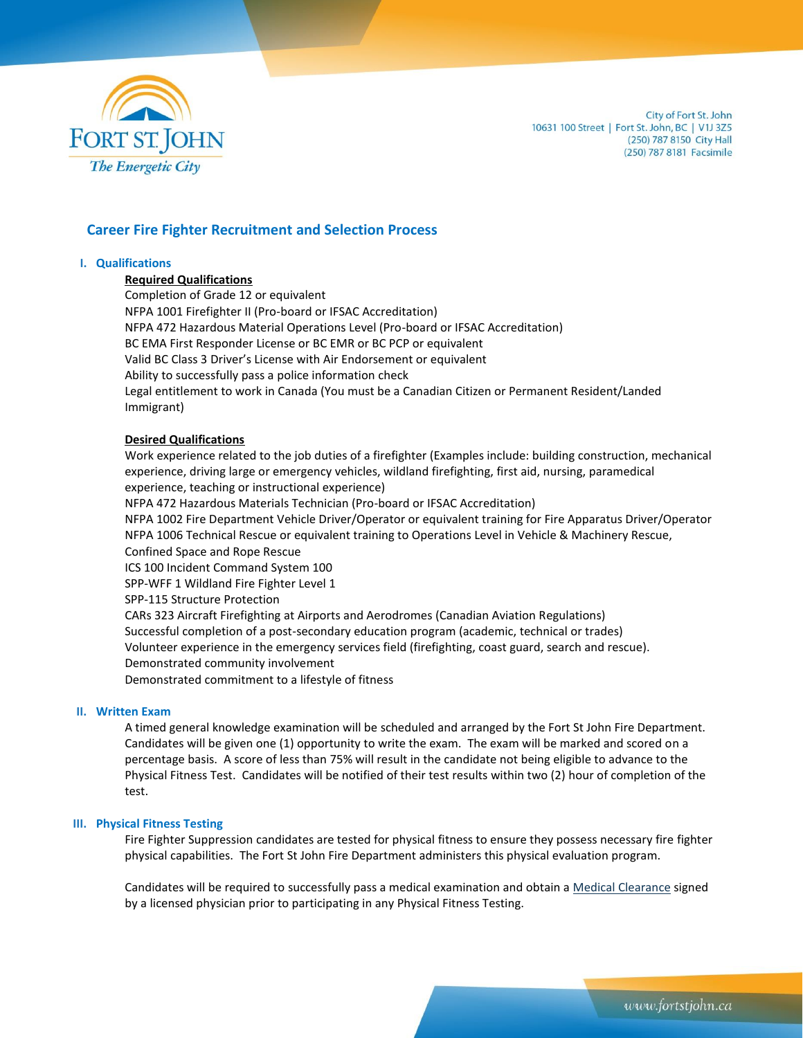City of Fort St. John
10631 100 Street | Fort St. John, BC | V1J 3Z5
(250) 787 8150 City Hall
(250) 787 8181 Facsimile

# Career Fire Fighter Recruitment and Selection Process

## I. Qualifications

**Required Qualifications**

Completion of Grade 12 or equivalent
NFPA 1001 Firefighter II (Pro-board or IFSAC Accreditation)
NFPA 472 Hazardous Material Operations Level (Pro-board or IFSAC Accreditation)
BC EMA First Responder License or BC EMR or BC PCP or equivalent
Valid BC Class 3 Driver's License with Air Endorsement or equivalent
Ability to successfully pass a police information check
Legal entitlement to work in Canada (You must be a Canadian Citizen or Permanent Resident/Landed Immigrant)

**Desired Qualifications**

Work experience related to the job duties of a firefighter (Examples include: building construction, mechanical experience, driving large or emergency vehicles, wildland firefighting, first aid, nursing, paramedical experience, teaching or instructional experience)
NFPA 472 Hazardous Materials Technician (Pro-board or IFSAC Accreditation)
NFPA 1002 Fire Department Vehicle Driver/Operator or equivalent training for Fire Apparatus Driver/Operator
NFPA 1006 Technical Rescue or equivalent training to Operations Level in Vehicle & Machinery Rescue, Confined Space and Rope Rescue
ICS 100 Incident Command System 100
SPP-WFF 1 Wildland Fire Fighter Level 1
SPP-115 Structure Protection
CARs 323 Aircraft Firefighting at Airports and Aerodromes (Canadian Aviation Regulations)
Successful completion of a post-secondary education program (academic, technical or trades)
Volunteer experience in the emergency services field (firefighting, coast guard, search and rescue).
Demonstrated community involvement
Demonstrated commitment to a lifestyle of fitness

## II. Written Exam

A timed general knowledge examination will be scheduled and arranged by the Fort St John Fire Department. Candidates will be given one (1) opportunity to write the exam. The exam will be marked and scored on a percentage basis. A score of less than 75% will result in the candidate not being eligible to advance to the Physical Fitness Test. Candidates will be notified of their test results within two (2) hour of completion of the test.

## III. Physical Fitness Testing

Fire Fighter Suppression candidates are tested for physical fitness to ensure they possess necessary fire fighter physical capabilities. The Fort St John Fire Department administers this physical evaluation program.

Candidates will be required to successfully pass a medical examination and obtain a Medical Clearance signed by a licensed physician prior to participating in any Physical Fitness Testing.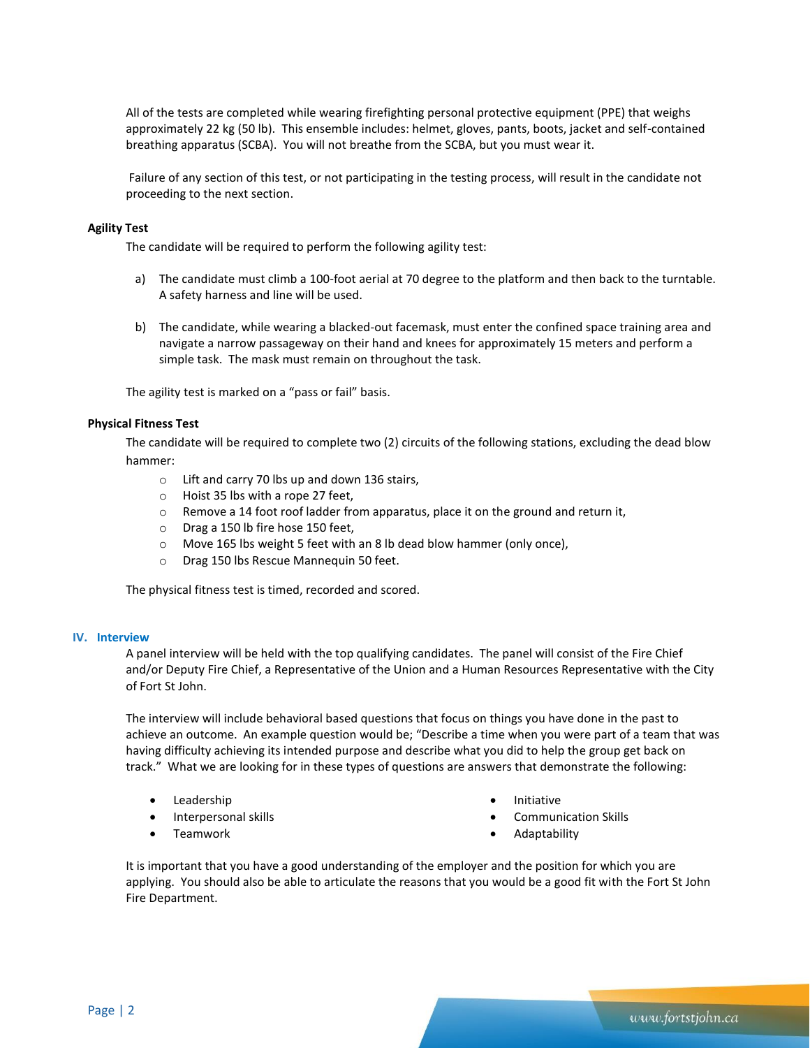All of the tests are completed while wearing firefighting personal protective equipment (PPE) that weighs approximately 22 kg (50 lb). This ensemble includes: helmet, gloves, pants, boots, jacket and self-contained breathing apparatus (SCBA). You will not breathe from the SCBA, but you must wear it.

Failure of any section of this test, or not participating in the testing process, will result in the candidate not proceeding to the next section.

**Agility Test**

The candidate will be required to perform the following agility test:

a) The candidate must climb a 100-foot aerial at 70 degree to the platform and then back to the turntable. A safety harness and line will be used.

b) The candidate, while wearing a blacked-out facemask, must enter the confined space training area and navigate a narrow passageway on their hand and knees for approximately 15 meters and perform a simple task. The mask must remain on throughout the task.

The agility test is marked on a "pass or fail" basis.

**Physical Fitness Test**

The candidate will be required to complete two (2) circuits of the following stations, excluding the dead blow hammer:

- Lift and carry 70 lbs up and down 136 stairs,
- Hoist 35 lbs with a rope 27 feet,
- Remove a 14 foot roof ladder from apparatus, place it on the ground and return it,
- Drag a 150 lb fire hose 150 feet,
- Move 165 lbs weight 5 feet with an 8 lb dead blow hammer (only once),
- Drag 150 lbs Rescue Mannequin 50 feet.

The physical fitness test is timed, recorded and scored.

## IV. Interview

A panel interview will be held with the top qualifying candidates. The panel will consist of the Fire Chief and/or Deputy Fire Chief, a Representative of the Union and a Human Resources Representative with the City of Fort St John.

The interview will include behavioral based questions that focus on things you have done in the past to achieve an outcome. An example question would be; "Describe a time when you were part of a team that was having difficulty achieving its intended purpose and describe what you did to help the group get back on track." What we are looking for in these types of questions are answers that demonstrate the following:

- Leadership
- Interpersonal skills
- Teamwork
- Initiative
- Communication Skills
- Adaptability

It is important that you have a good understanding of the employer and the position for which you are applying. You should also be able to articulate the reasons that you would be a good fit with the Fort St John Fire Department.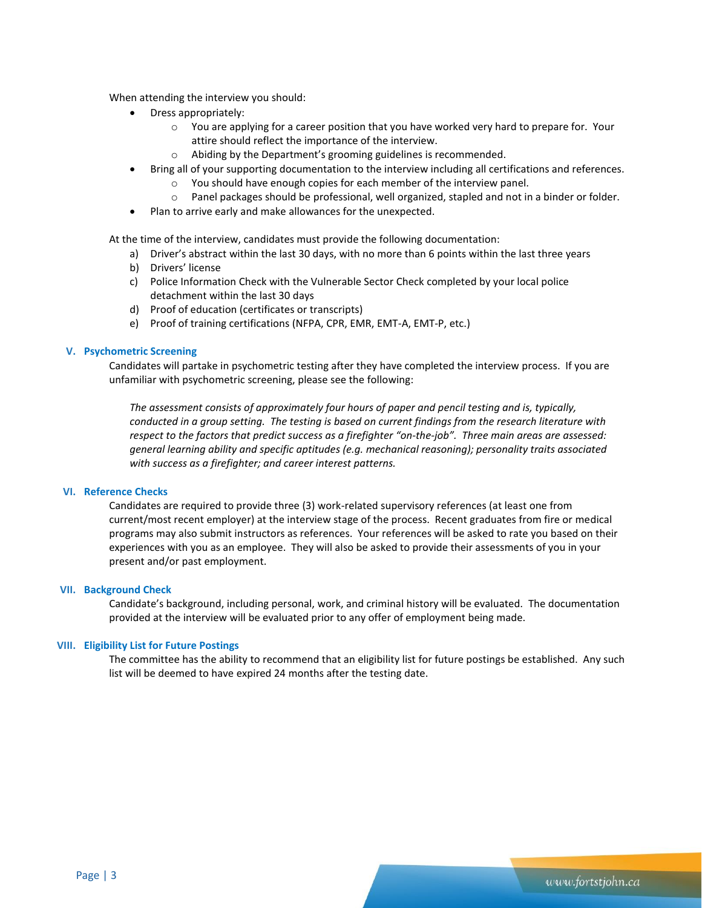When attending the interview you should:

- Dress appropriately:
  - You are applying for a career position that you have worked very hard to prepare for. Your attire should reflect the importance of the interview.
  - Abiding by the Department's grooming guidelines is recommended.
- Bring all of your supporting documentation to the interview including all certifications and references.
  - You should have enough copies for each member of the interview panel.
  - Panel packages should be professional, well organized, stapled and not in a binder or folder.
- Plan to arrive early and make allowances for the unexpected.

At the time of the interview, candidates must provide the following documentation:

a) Driver's abstract within the last 30 days, with no more than 6 points within the last three years
b) Drivers' license
c) Police Information Check with the Vulnerable Sector Check completed by your local police detachment within the last 30 days
d) Proof of education (certificates or transcripts)
e) Proof of training certifications (NFPA, CPR, EMR, EMT-A, EMT-P, etc.)

## V. Psychometric Screening

Candidates will partake in psychometric testing after they have completed the interview process. If you are unfamiliar with psychometric screening, please see the following:

*The assessment consists of approximately four hours of paper and pencil testing and is, typically, conducted in a group setting. The testing is based on current findings from the research literature with respect to the factors that predict success as a firefighter "on-the-job". Three main areas are assessed: general learning ability and specific aptitudes (e.g. mechanical reasoning); personality traits associated with success as a firefighter; and career interest patterns.*

## VI. Reference Checks

Candidates are required to provide three (3) work-related supervisory references (at least one from current/most recent employer) at the interview stage of the process. Recent graduates from fire or medical programs may also submit instructors as references. Your references will be asked to rate you based on their experiences with you as an employee. They will also be asked to provide their assessments of you in your present and/or past employment.

## VII. Background Check

Candidate's background, including personal, work, and criminal history will be evaluated. The documentation provided at the interview will be evaluated prior to any offer of employment being made.

## VIII. Eligibility List for Future Postings

The committee has the ability to recommend that an eligibility list for future postings be established. Any such list will be deemed to have expired 24 months after the testing date.